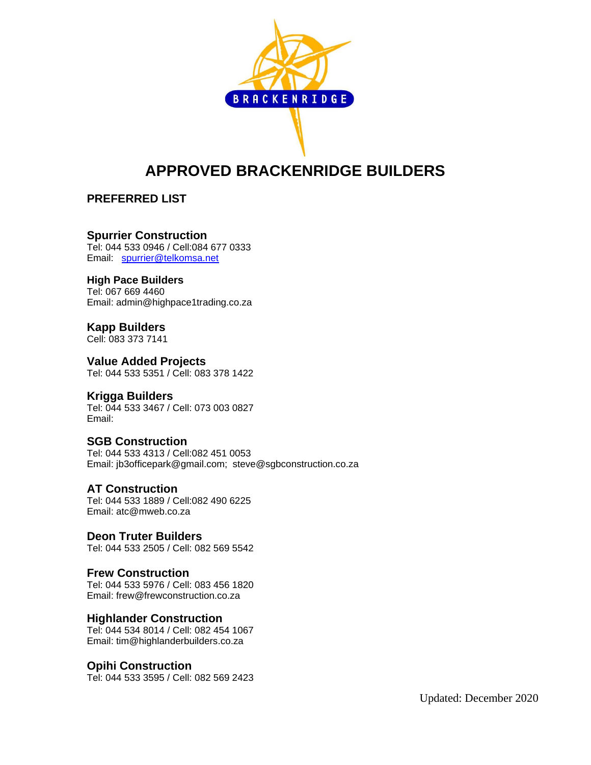BRACKENRIDGE

# APPROVED BRACKENRIDGE BUILDERS

## PREFERRED LIST

### Spurrier Construction
Tel: 044 533 0946 / Cell:084 677 0333
Email: spurrier@telkomsa.net

### High Pace Builders
Tel: 067 669 4460
Email: admin@highpace1trading.co.za

### Kapp Builders
Cell: 083 373 7141

### Value Added Projects
Tel: 044 533 5351 / Cell: 083 378 1422

### Krigga Builders
Tel: 044 533 3467 / Cell: 073 003 0827
Email:

### SGB Construction
Tel: 044 533 4313 / Cell:082 451 0053
Email: jb3officepark@gmail.com; steve@sgbconstruction.co.za

### AT Construction
Tel: 044 533 1889 / Cell:082 490 6225
Email: atc@mweb.co.za

### Deon Truter Builders
Tel: 044 533 2505 / Cell: 082 569 5542

### Frew Construction
Tel: 044 533 5976 / Cell: 083 456 1820
Email: frew@frewconstruction.co.za

### Highlander Construction
Tel: 044 534 8014 / Cell: 082 454 1067
Email: tim@highlanderbuilders.co.za

### Opihi Construction
Tel: 044 533 3595 / Cell: 082 569 2423

Updated: December 2020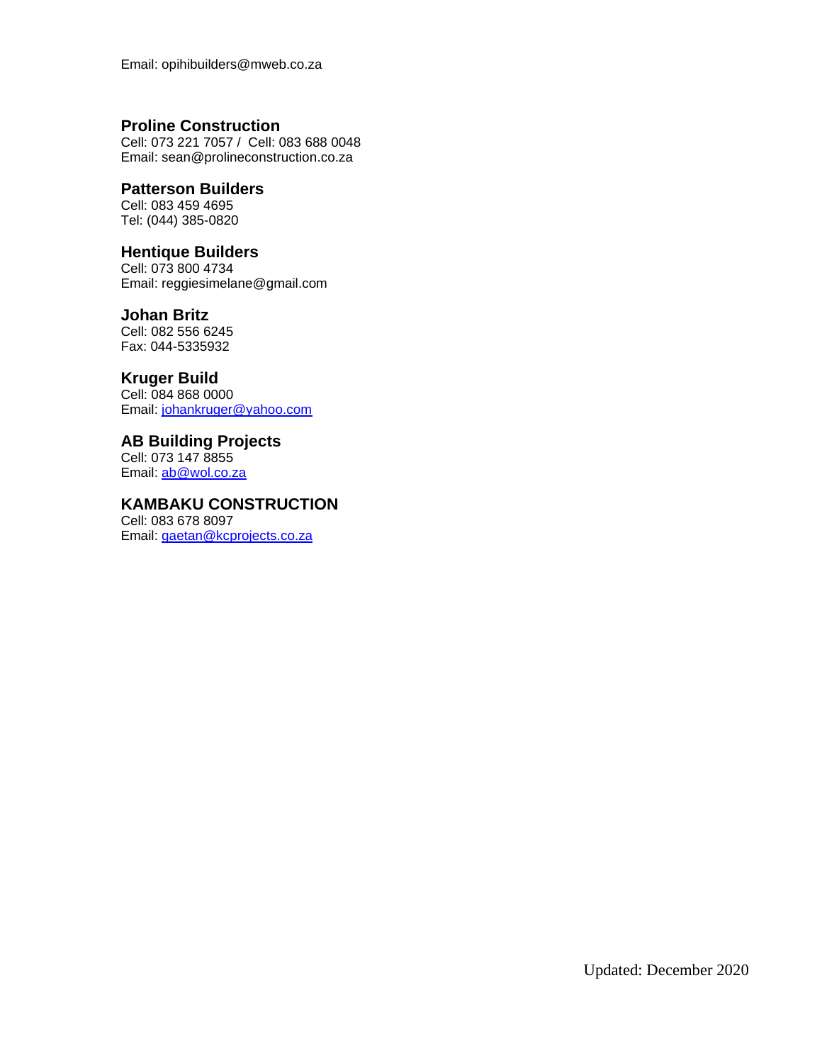Email: opihibuilders@mweb.co.za

### Proline Construction
Cell: 073 221 7057 /  Cell: 083 688 0048
Email: sean@prolineconstruction.co.za

### Patterson Builders
Cell: 083 459 4695
Tel: (044) 385-0820

### Hentique Builders
Cell: 073 800 4734
Email: reggiesimelane@gmail.com

### Johan Britz
Cell: 082 556 6245
Fax: 044-5335932

### Kruger Build
Cell: 084 868 0000
Email: johankruger@yahoo.com

### AB Building Projects
Cell: 073 147 8855
Email: ab@wol.co.za

### KAMBAKU CONSTRUCTION
Cell: 083 678 8097
Email: gaetan@kcprojects.co.za

Updated: December 2020